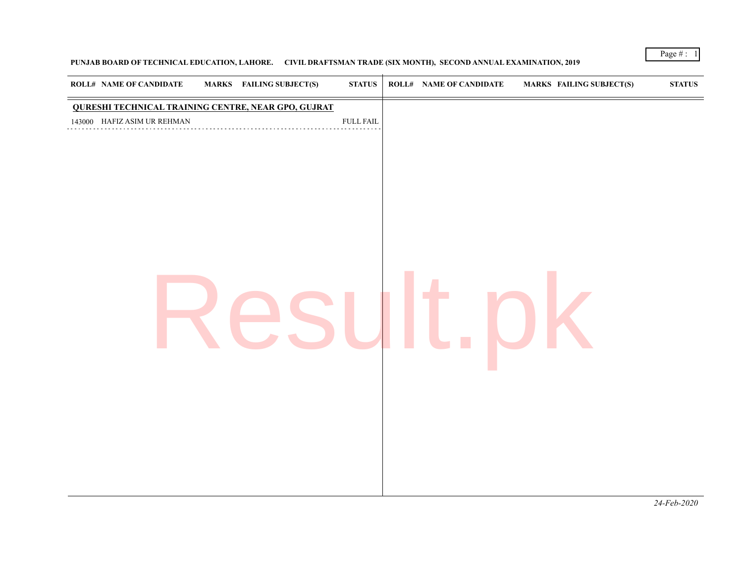**PUNJAB BOARD OF TECHNICAL EDUCATION, LAHORE. CIVIL DRAFTSMAN TRADE (SIX MONTH), SECOND ANNUAL EXAMINATION, 2019**

| ROLL# | NAME OF CANDIDATE | MARKS | FAILING SUBJECT(S) | STATUS |
|---|---|---|---|---|
| **QURESHI TECHNICAL TRAINING CENTRE, NEAR GPO, GUJRAT** | | | | |
| 143000 | HAFIZ ASIM UR REHMAN | | | FULL FAIL |

*24-Feb-2020*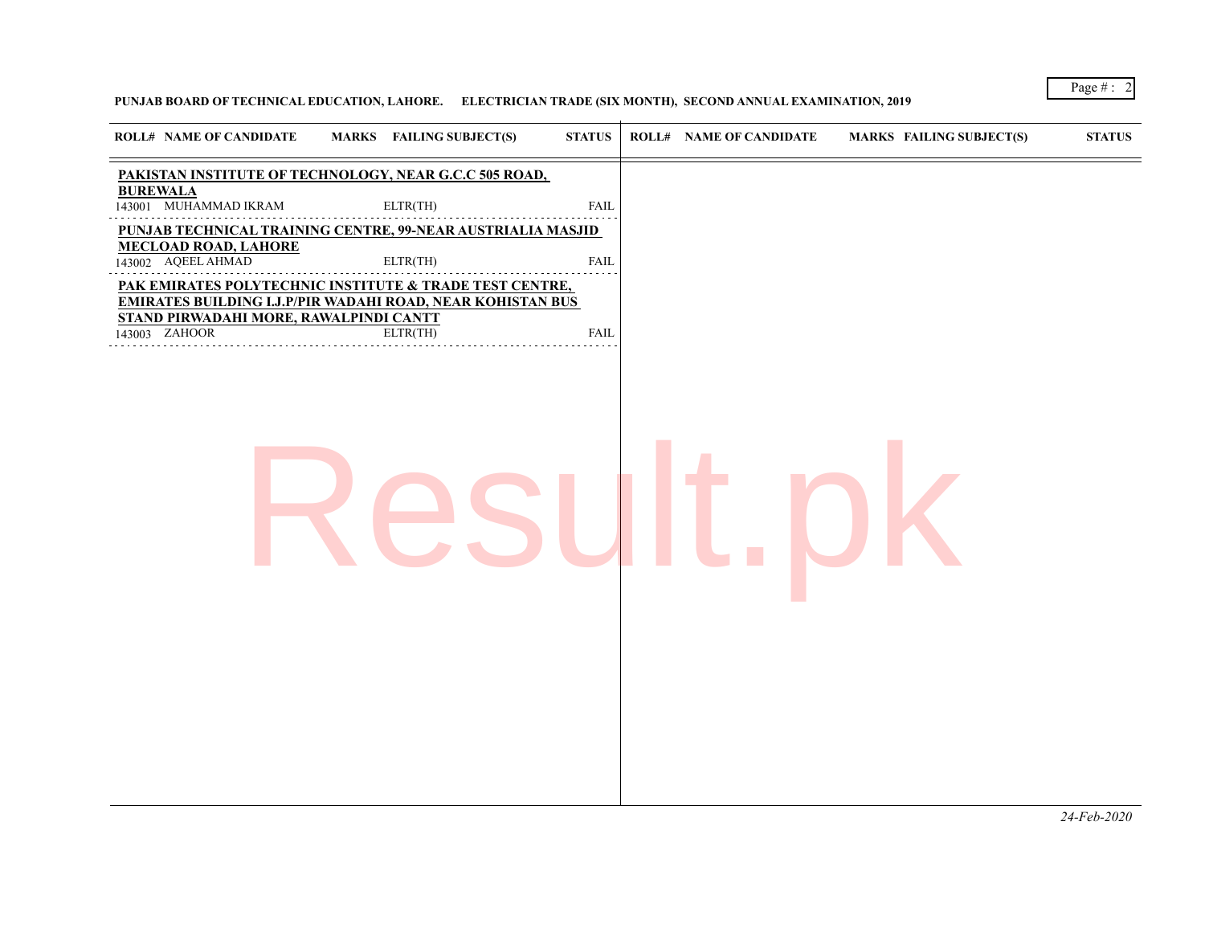**PUNJAB BOARD OF TECHNICAL EDUCATION, LAHORE. ELECTRICIAN TRADE (SIX MONTH), SECOND ANNUAL EXAMINATION, 2019**

| ROLL# | NAME OF CANDIDATE | MARKS | FAILING SUBJECT(S) | STATUS |
|---|---|---|---|---|
| **PAKISTAN INSTITUTE OF TECHNOLOGY, NEAR G.C.C 505 ROAD, BUREWALA** | | | | |
| 143001 | MUHAMMAD IKRAM | | ELTR(TH) | FAIL |
| **PUNJAB TECHNICAL TRAINING CENTRE, 99-NEAR AUSTRIALIA MASJID MECLOAD ROAD, LAHORE** | | | | |
| 143002 | AQEEL AHMAD | | ELTR(TH) | FAIL |
| **PAK EMIRATES POLYTECHNIC INSTITUTE & TRADE TEST CENTRE, EMIRATES BUILDING I.J.P/PIR WADAHI ROAD, NEAR KOHISTAN BUS STAND PIRWADAHI MORE, RAWALPINDI CANTT** | | | | |
| 143003 | ZAHOOR | | ELTR(TH) | FAIL |

*24-Feb-2020*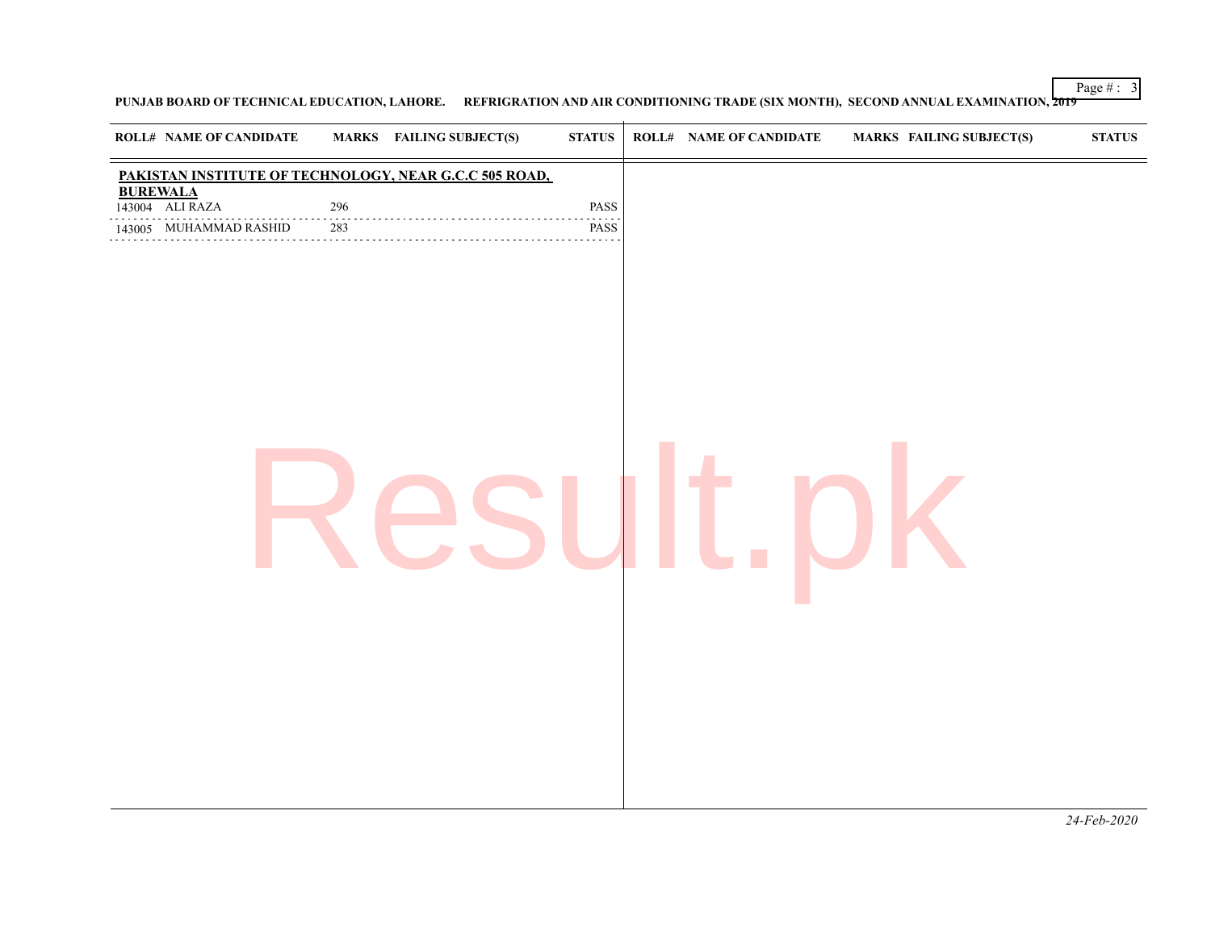PUNJAB BOARD OF TECHNICAL EDUCATION, LAHORE. REFRIGRATION AND AIR CONDITIONING TRADE (SIX MONTH), SECOND ANNUAL EXAMINATION, 2019

| ROLL# | NAME OF CANDIDATE | MARKS | FAILING SUBJECT(S) | STATUS |
|---|---|---|---|---|
| **PAKISTAN INSTITUTE OF TECHNOLOGY, NEAR G.C.C 505 ROAD, BUREWALA** | | | | |
| 143004 | ALI RAZA | 296 | | PASS |
| 143005 | MUHAMMAD RASHID | 283 | | PASS |

*24-Feb-2020*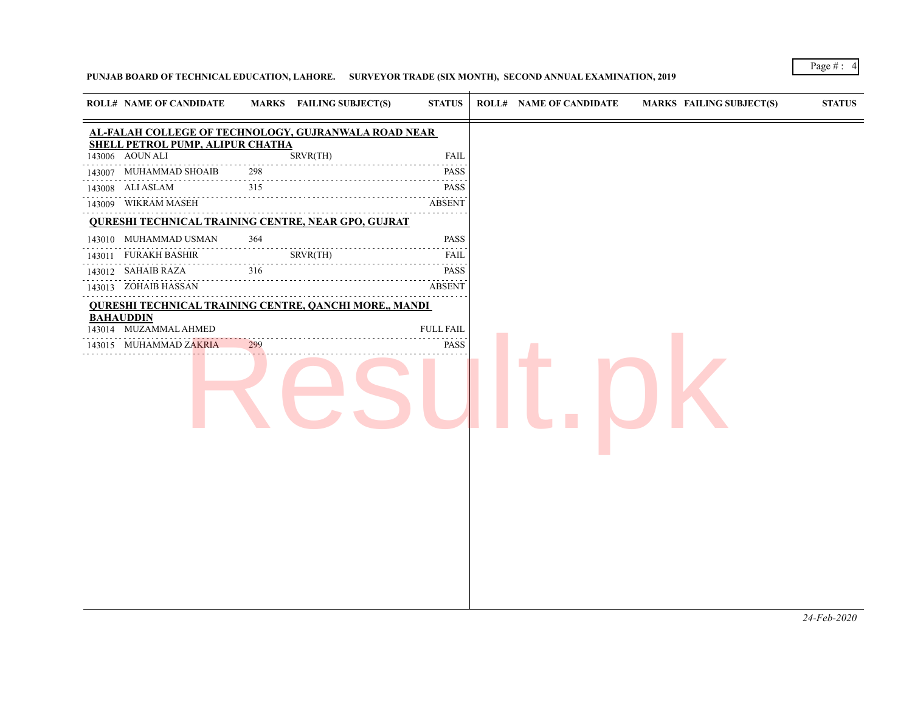**PUNJAB BOARD OF TECHNICAL EDUCATION, LAHORE. SURVEYOR TRADE (SIX MONTH), SECOND ANNUAL EXAMINATION, 2019**

| ROLL# | NAME OF CANDIDATE | MARKS | FAILING SUBJECT(S) | STATUS |
|---|---|---|---|---|
| **AL-FALAH COLLEGE OF TECHNOLOGY, GUJRANWALA ROAD NEAR SHELL PETROL PUMP, ALIPUR CHATHA** | | | | |
| 143006 | AOUN ALI | | SRVR(TH) | FAIL |
| 143007 | MUHAMMAD SHOAIB | 298 | | PASS |
| 143008 | ALI ASLAM | 315 | | PASS |
| 143009 | WIKRAM MASEH | | | ABSENT |
| **QURESHI TECHNICAL TRAINING CENTRE, NEAR GPO, GUJRAT** | | | | |
| 143010 | MUHAMMAD USMAN | 364 | | PASS |
| 143011 | FURAKH BASHIR | | SRVR(TH) | FAIL |
| 143012 | SAHAIB RAZA | 316 | | PASS |
| 143013 | ZOHAIB HASSAN | | | ABSENT |
| **QURESHI TECHNICAL TRAINING CENTRE, QANCHI MORE,, MANDI BAHAUDDIN** | | | | |
| 143014 | MUZAMMAL AHMED | | | FULL FAIL |
| 143015 | MUHAMMAD ZAKRIA | 299 | | PASS |

*24-Feb-2020*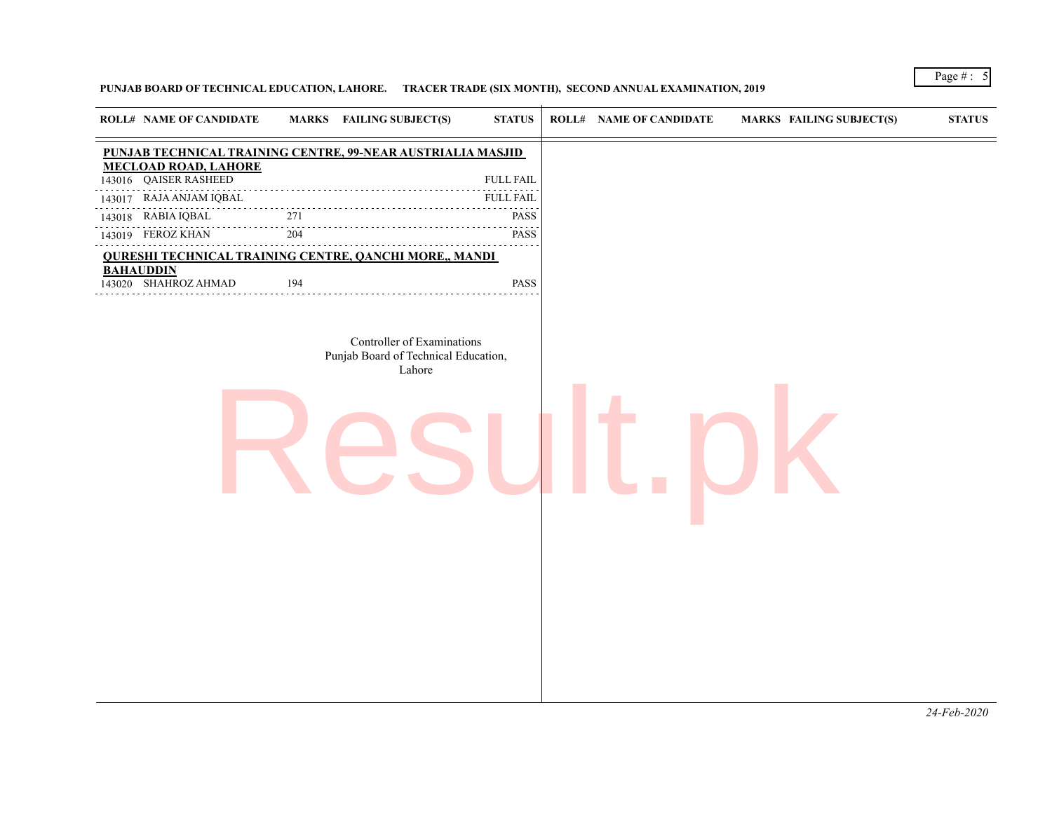**PUNJAB BOARD OF TECHNICAL EDUCATION, LAHORE. TRACER TRADE (SIX MONTH), SECOND ANNUAL EXAMINATION, 2019**

| ROLL# | NAME OF CANDIDATE | MARKS | FAILING SUBJECT(S) | STATUS |
|---|---|---|---|---|
| **PUNJAB TECHNICAL TRAINING CENTRE, 99-NEAR AUSTRIALIA MASJID MECLOAD ROAD, LAHORE** | | | | |
| 143016 | QAISER RASHEED | | | FULL FAIL |
| 143017 | RAJA ANJAM IQBAL | | | FULL FAIL |
| 143018 | RABIA IQBAL | 271 | | PASS |
| 143019 | FEROZ KHAN | 204 | | PASS |
| **QURESHI TECHNICAL TRAINING CENTRE, QANCHI MORE,, MANDI BAHAUDDIN** | | | | |
| 143020 | SHAHROZ AHMAD | 194 | | PASS |

Controller of Examinations
Punjab Board of Technical Education,
Lahore

*24-Feb-2020*